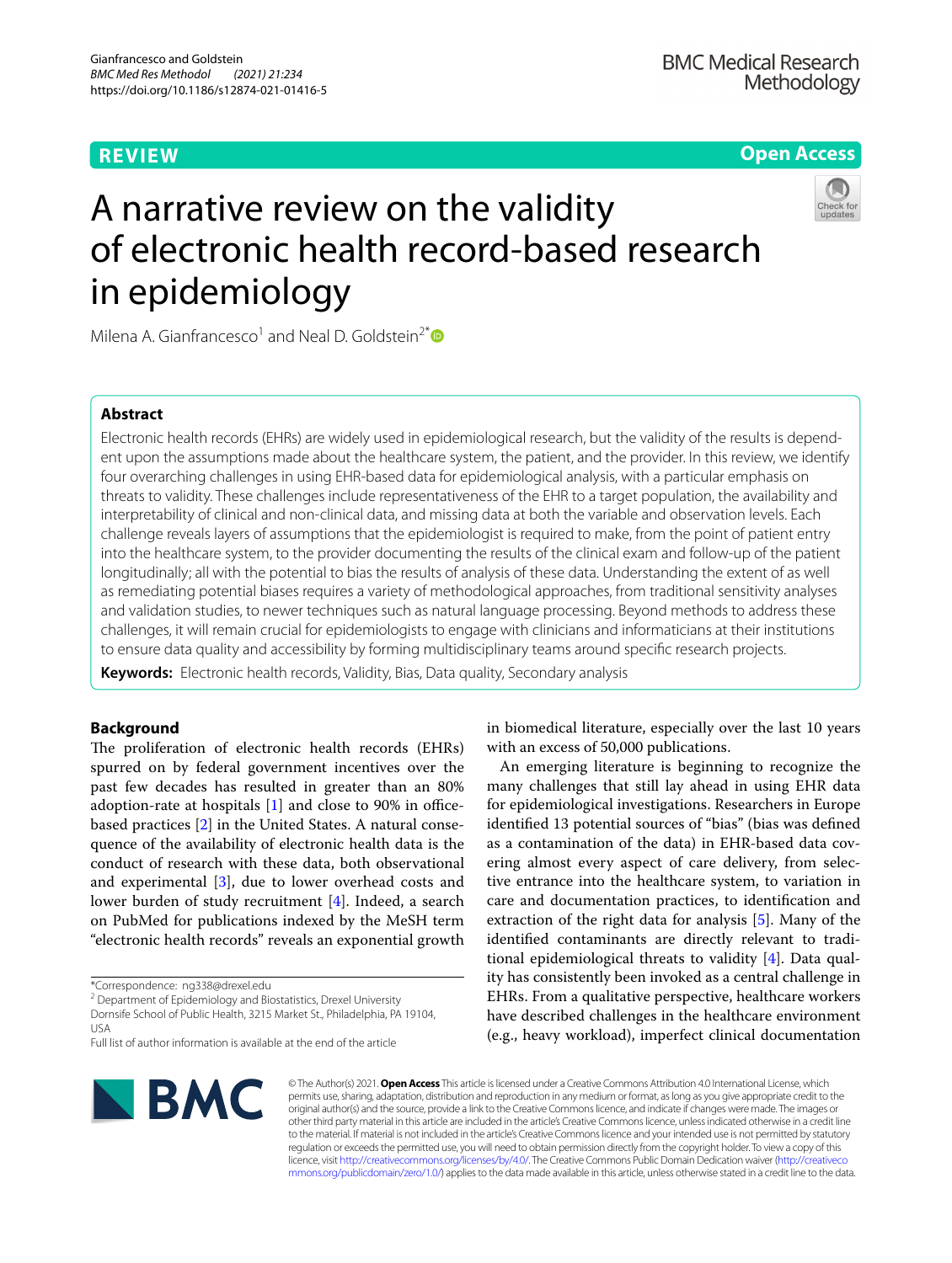REVIEW

Open Access

# A narrative review on the validity of electronic health record-based research in epidemiology

Milena A. Gianfrancesco[1] and Neal D. Goldstein[2*]

## Abstract

Electronic health records (EHRs) are widely used in epidemiological research, but the validity of the results is dependent upon the assumptions made about the healthcare system, the patient, and the provider. In this review, we identify four overarching challenges in using EHR-based data for epidemiological analysis, with a particular emphasis on threats to validity. These challenges include representativeness of the EHR to a target population, the availability and interpretability of clinical and non-clinical data, and missing data at both the variable and observation levels. Each challenge reveals layers of assumptions that the epidemiologist is required to make, from the point of patient entry into the healthcare system, to the provider documenting the results of the clinical exam and follow-up of the patient longitudinally; all with the potential to bias the results of analysis of these data. Understanding the extent of as well as remediating potential biases requires a variety of methodological approaches, from traditional sensitivity analyses and validation studies, to newer techniques such as natural language processing. Beyond methods to address these challenges, it will remain crucial for epidemiologists to engage with clinicians and informaticians at their institutions to ensure data quality and accessibility by forming multidisciplinary teams around specific research projects.

**Keywords:** Electronic health records, Validity, Bias, Data quality, Secondary analysis

## Background

The proliferation of electronic health records (EHRs) spurred on by federal government incentives over the past few decades has resulted in greater than an 80% adoption-rate at hospitals [1] and close to 90% in office-based practices [2] in the United States. A natural consequence of the availability of electronic health data is the conduct of research with these data, both observational and experimental [3], due to lower overhead costs and lower burden of study recruitment [4]. Indeed, a search on PubMed for publications indexed by the MeSH term "electronic health records" reveals an exponential growth in biomedical literature, especially over the last 10 years with an excess of 50,000 publications.

An emerging literature is beginning to recognize the many challenges that still lay ahead in using EHR data for epidemiological investigations. Researchers in Europe identified 13 potential sources of "bias" (bias was defined as a contamination of the data) in EHR-based data covering almost every aspect of care delivery, from selective entrance into the healthcare system, to variation in care and documentation practices, to identification and extraction of the right data for analysis [5]. Many of the identified contaminants are directly relevant to traditional epidemiological threats to validity [4]. Data quality has consistently been invoked as a central challenge in EHRs. From a qualitative perspective, healthcare workers have described challenges in the healthcare environment (e.g., heavy workload), imperfect clinical documentation

*Correspondence: ng338@drexel.edu
[2] Department of Epidemiology and Biostatistics, Drexel University Dornsife School of Public Health, 3215 Market St., Philadelphia, PA 19104, USA
Full list of author information is available at the end of the article

© The Author(s) 2021. **Open Access** This article is licensed under a Creative Commons Attribution 4.0 International License, which permits use, sharing, adaptation, distribution and reproduction in any medium or format, as long as you give appropriate credit to the original author(s) and the source, provide a link to the Creative Commons licence, and indicate if changes were made. The images or other third party material in this article are included in the article's Creative Commons licence, unless indicated otherwise in a credit line to the material. If material is not included in the article's Creative Commons licence and your intended use is not permitted by statutory regulation or exceeds the permitted use, you will need to obtain permission directly from the copyright holder. To view a copy of this licence, visit http://creativecommons.org/licenses/by/4.0/. The Creative Commons Public Domain Dedication waiver (http://creativecommons.org/publicdomain/zero/1.0/) applies to the data made available in this article, unless otherwise stated in a credit line to the data.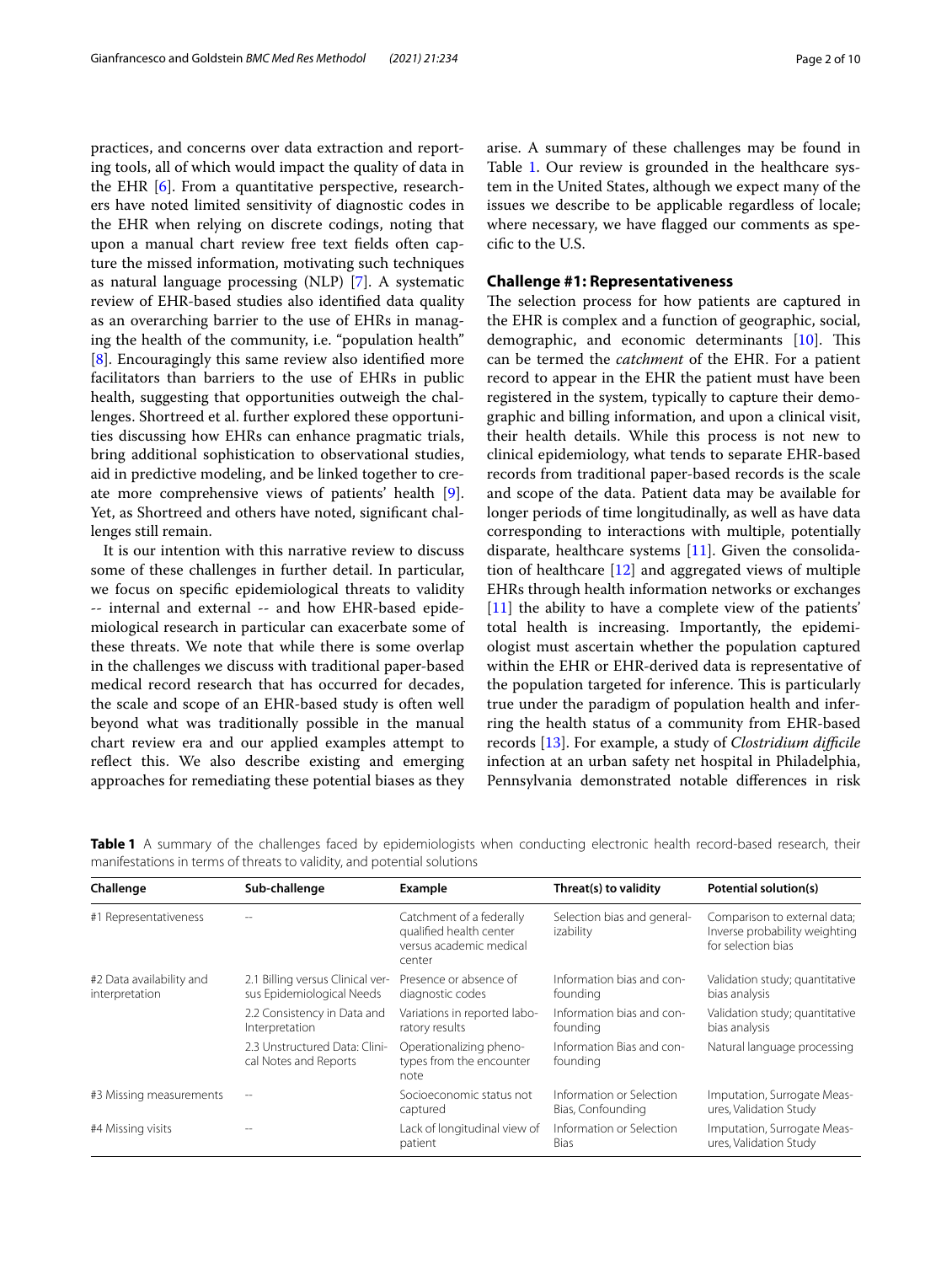practices, and concerns over data extraction and reporting tools, all of which would impact the quality of data in the EHR [6]. From a quantitative perspective, researchers have noted limited sensitivity of diagnostic codes in the EHR when relying on discrete codings, noting that upon a manual chart review free text fields often capture the missed information, motivating such techniques as natural language processing (NLP) [7]. A systematic review of EHR-based studies also identified data quality as an overarching barrier to the use of EHRs in managing the health of the community, i.e. "population health" [8]. Encouragingly this same review also identified more facilitators than barriers to the use of EHRs in public health, suggesting that opportunities outweigh the challenges. Shortreed et al. further explored these opportunities discussing how EHRs can enhance pragmatic trials, bring additional sophistication to observational studies, aid in predictive modeling, and be linked together to create more comprehensive views of patients' health [9]. Yet, as Shortreed and others have noted, significant challenges still remain.

It is our intention with this narrative review to discuss some of these challenges in further detail. In particular, we focus on specific epidemiological threats to validity -- internal and external -- and how EHR-based epidemiological research in particular can exacerbate some of these threats. We note that while there is some overlap in the challenges we discuss with traditional paper-based medical record research that has occurred for decades, the scale and scope of an EHR-based study is often well beyond what was traditionally possible in the manual chart review era and our applied examples attempt to reflect this. We also describe existing and emerging approaches for remediating these potential biases as they arise. A summary of these challenges may be found in Table 1. Our review is grounded in the healthcare system in the United States, although we expect many of the issues we describe to be applicable regardless of locale; where necessary, we have flagged our comments as specific to the U.S.

## Challenge #1: Representativeness

The selection process for how patients are captured in the EHR is complex and a function of geographic, social, demographic, and economic determinants [10]. This can be termed the *catchment* of the EHR. For a patient record to appear in the EHR the patient must have been registered in the system, typically to capture their demographic and billing information, and upon a clinical visit, their health details. While this process is not new to clinical epidemiology, what tends to separate EHR-based records from traditional paper-based records is the scale and scope of the data. Patient data may be available for longer periods of time longitudinally, as well as have data corresponding to interactions with multiple, potentially disparate, healthcare systems [11]. Given the consolidation of healthcare [12] and aggregated views of multiple EHRs through health information networks or exchanges [11] the ability to have a complete view of the patients' total health is increasing. Importantly, the epidemiologist must ascertain whether the population captured within the EHR or EHR-derived data is representative of the population targeted for inference. This is particularly true under the paradigm of population health and inferring the health status of a community from EHR-based records [13]. For example, a study of *Clostridium difficile* infection at an urban safety net hospital in Philadelphia, Pennsylvania demonstrated notable differences in risk

**Table 1** A summary of the challenges faced by epidemiologists when conducting electronic health record-based research, their manifestations in terms of threats to validity, and potential solutions

| Challenge | Sub-challenge | Example | Threat(s) to validity | Potential solution(s) |
|---|---|---|---|---|
| #1 Representativeness | -- | Catchment of a federally qualified health center versus academic medical center | Selection bias and generalizability | Comparison to external data; Inverse probability weighting for selection bias |
| #2 Data availability and interpretation | 2.1 Billing versus Clinical versus Epidemiological Needs | Presence or absence of diagnostic codes | Information bias and confounding | Validation study; quantitative bias analysis |
| | 2.2 Consistency in Data and Interpretation | Variations in reported laboratory results | Information bias and confounding | Validation study; quantitative bias analysis |
| | 2.3 Unstructured Data: Clinical Notes and Reports | Operationalizing phenotypes from the encounter note | Information Bias and confounding | Natural language processing |
| #3 Missing measurements | -- | Socioeconomic status not captured | Information or Selection Bias, Confounding | Imputation, Surrogate Measures, Validation Study |
| #4 Missing visits | -- | Lack of longitudinal view of patient | Information or Selection Bias | Imputation, Surrogate Measures, Validation Study |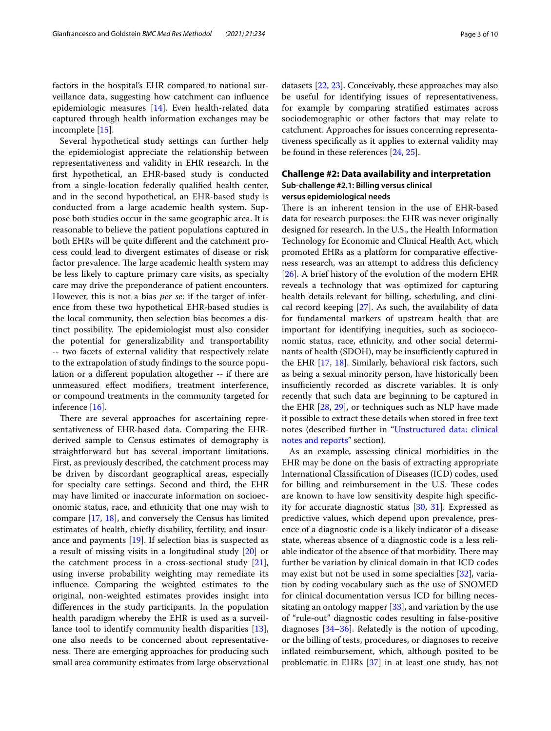factors in the hospital's EHR compared to national surveillance data, suggesting how catchment can influence epidemiologic measures [14]. Even health-related data captured through health information exchanges may be incomplete [15].

Several hypothetical study settings can further help the epidemiologist appreciate the relationship between representativeness and validity in EHR research. In the first hypothetical, an EHR-based study is conducted from a single-location federally qualified health center, and in the second hypothetical, an EHR-based study is conducted from a large academic health system. Suppose both studies occur in the same geographic area. It is reasonable to believe the patient populations captured in both EHRs will be quite different and the catchment process could lead to divergent estimates of disease or risk factor prevalence. The large academic health system may be less likely to capture primary care visits, as specialty care may drive the preponderance of patient encounters. However, this is not a bias *per se*: if the target of inference from these two hypothetical EHR-based studies is the local community, then selection bias becomes a distinct possibility. The epidemiologist must also consider the potential for generalizability and transportability -- two facets of external validity that respectively relate to the extrapolation of study findings to the source population or a different population altogether -- if there are unmeasured effect modifiers, treatment interference, or compound treatments in the community targeted for inference [16].

There are several approaches for ascertaining representativeness of EHR-based data. Comparing the EHR-derived sample to Census estimates of demography is straightforward but has several important limitations. First, as previously described, the catchment process may be driven by discordant geographical areas, especially for specialty care settings. Second and third, the EHR may have limited or inaccurate information on socioeconomic status, race, and ethnicity that one may wish to compare [17, 18], and conversely the Census has limited estimates of health, chiefly disability, fertility, and insurance and payments [19]. If selection bias is suspected as a result of missing visits in a longitudinal study [20] or the catchment process in a cross-sectional study [21], using inverse probability weighting may remediate its influence. Comparing the weighted estimates to the original, non-weighted estimates provides insight into differences in the study participants. In the population health paradigm whereby the EHR is used as a surveillance tool to identify community health disparities [13], one also needs to be concerned about representativeness. There are emerging approaches for producing such small area community estimates from large observational datasets [22, 23]. Conceivably, these approaches may also be useful for identifying issues of representativeness, for example by comparing stratified estimates across sociodemographic or other factors that may relate to catchment. Approaches for issues concerning representativeness specifically as it applies to external validity may be found in these references [24, 25].

## Challenge #2: Data availability and interpretation

### Sub-challenge #2.1: Billing versus clinical versus epidemiological needs

There is an inherent tension in the use of EHR-based data for research purposes: the EHR was never originally designed for research. In the U.S., the Health Information Technology for Economic and Clinical Health Act, which promoted EHRs as a platform for comparative effectiveness research, was an attempt to address this deficiency [26]. A brief history of the evolution of the modern EHR reveals a technology that was optimized for capturing health details relevant for billing, scheduling, and clinical record keeping [27]. As such, the availability of data for fundamental markers of upstream health that are important for identifying inequities, such as socioeconomic status, race, ethnicity, and other social determinants of health (SDOH), may be insufficiently captured in the EHR [17, 18]. Similarly, behavioral risk factors, such as being a sexual minority person, have historically been insufficiently recorded as discrete variables. It is only recently that such data are beginning to be captured in the EHR [28, 29], or techniques such as NLP have made it possible to extract these details when stored in free text notes (described further in "Unstructured data: clinical notes and reports" section).

As an example, assessing clinical morbidities in the EHR may be done on the basis of extracting appropriate International Classification of Diseases (ICD) codes, used for billing and reimbursement in the U.S. These codes are known to have low sensitivity despite high specificity for accurate diagnostic status [30, 31]. Expressed as predictive values, which depend upon prevalence, presence of a diagnostic code is a likely indicator of a disease state, whereas absence of a diagnostic code is a less reliable indicator of the absence of that morbidity. There may further be variation by clinical domain in that ICD codes may exist but not be used in some specialties [32], variation by coding vocabulary such as the use of SNOMED for clinical documentation versus ICD for billing necessitating an ontology mapper [33], and variation by the use of "rule-out" diagnostic codes resulting in false-positive diagnoses [34–36]. Relatedly is the notion of upcoding, or the billing of tests, procedures, or diagnoses to receive inflated reimbursement, which, although posited to be problematic in EHRs [37] in at least one study, has not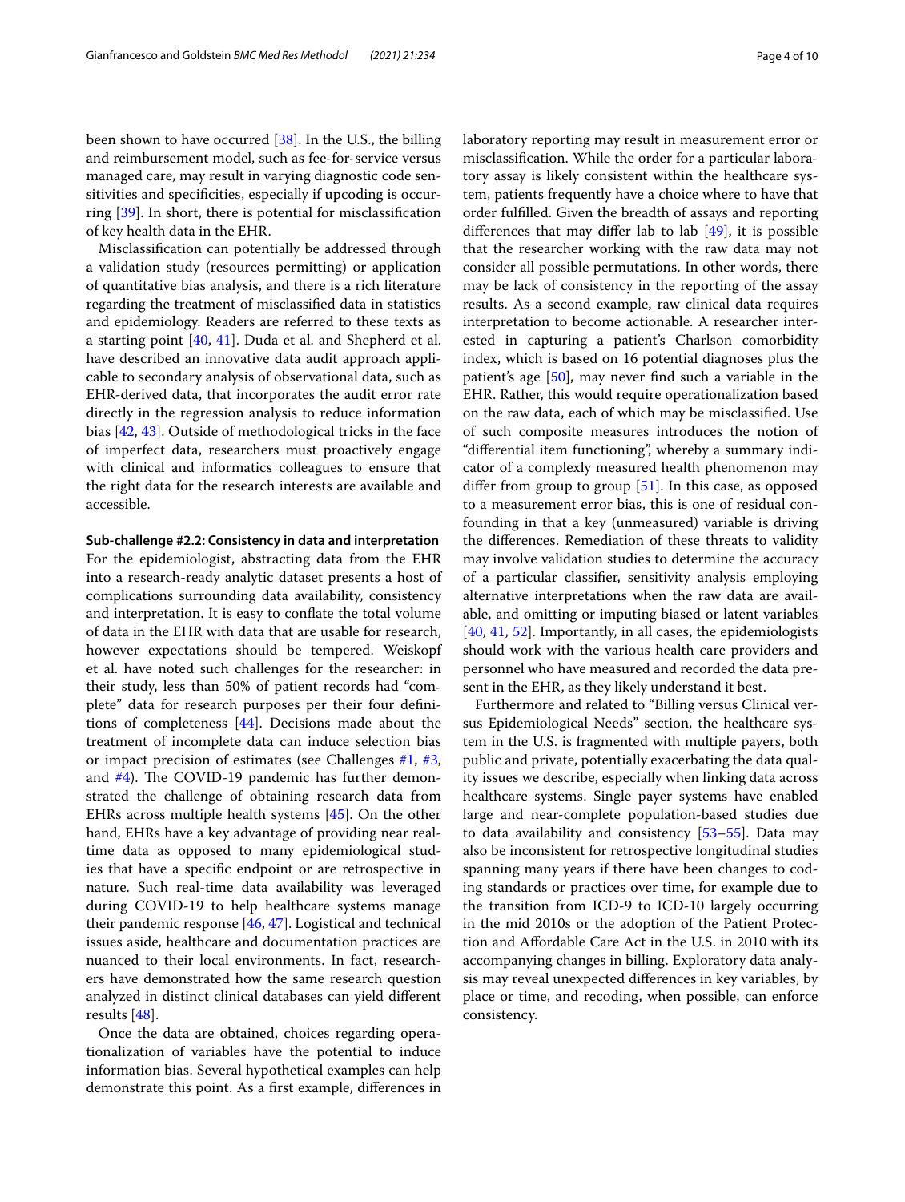been shown to have occurred [38]. In the U.S., the billing and reimbursement model, such as fee-for-service versus managed care, may result in varying diagnostic code sensitivities and specificities, especially if upcoding is occurring [39]. In short, there is potential for misclassification of key health data in the EHR.

Misclassification can potentially be addressed through a validation study (resources permitting) or application of quantitative bias analysis, and there is a rich literature regarding the treatment of misclassified data in statistics and epidemiology. Readers are referred to these texts as a starting point [40, 41]. Duda et al. and Shepherd et al. have described an innovative data audit approach applicable to secondary analysis of observational data, such as EHR-derived data, that incorporates the audit error rate directly in the regression analysis to reduce information bias [42, 43]. Outside of methodological tricks in the face of imperfect data, researchers must proactively engage with clinical and informatics colleagues to ensure that the right data for the research interests are available and accessible.

**Sub-challenge #2.2: Consistency in data and interpretation**

For the epidemiologist, abstracting data from the EHR into a research-ready analytic dataset presents a host of complications surrounding data availability, consistency and interpretation. It is easy to conflate the total volume of data in the EHR with data that are usable for research, however expectations should be tempered. Weiskopf et al. have noted such challenges for the researcher: in their study, less than 50% of patient records had "complete" data for research purposes per their four definitions of completeness [44]. Decisions made about the treatment of incomplete data can induce selection bias or impact precision of estimates (see Challenges #1, #3, and #4). The COVID-19 pandemic has further demonstrated the challenge of obtaining research data from EHRs across multiple health systems [45]. On the other hand, EHRs have a key advantage of providing near real-time data as opposed to many epidemiological studies that have a specific endpoint or are retrospective in nature. Such real-time data availability was leveraged during COVID-19 to help healthcare systems manage their pandemic response [46, 47]. Logistical and technical issues aside, healthcare and documentation practices are nuanced to their local environments. In fact, researchers have demonstrated how the same research question analyzed in distinct clinical databases can yield different results [48].

Once the data are obtained, choices regarding operationalization of variables have the potential to induce information bias. Several hypothetical examples can help demonstrate this point. As a first example, differences in laboratory reporting may result in measurement error or misclassification. While the order for a particular laboratory assay is likely consistent within the healthcare system, patients frequently have a choice where to have that order fulfilled. Given the breadth of assays and reporting differences that may differ lab to lab [49], it is possible that the researcher working with the raw data may not consider all possible permutations. In other words, there may be lack of consistency in the reporting of the assay results. As a second example, raw clinical data requires interpretation to become actionable. A researcher interested in capturing a patient's Charlson comorbidity index, which is based on 16 potential diagnoses plus the patient's age [50], may never find such a variable in the EHR. Rather, this would require operationalization based on the raw data, each of which may be misclassified. Use of such composite measures introduces the notion of "differential item functioning", whereby a summary indicator of a complexly measured health phenomenon may differ from group to group [51]. In this case, as opposed to a measurement error bias, this is one of residual confounding in that a key (unmeasured) variable is driving the differences. Remediation of these threats to validity may involve validation studies to determine the accuracy of a particular classifier, sensitivity analysis employing alternative interpretations when the raw data are available, and omitting or imputing biased or latent variables [40, 41, 52]. Importantly, in all cases, the epidemiologists should work with the various health care providers and personnel who have measured and recorded the data present in the EHR, as they likely understand it best.

Furthermore and related to "Billing versus Clinical versus Epidemiological Needs" section, the healthcare system in the U.S. is fragmented with multiple payers, both public and private, potentially exacerbating the data quality issues we describe, especially when linking data across healthcare systems. Single payer systems have enabled large and near-complete population-based studies due to data availability and consistency [53–55]. Data may also be inconsistent for retrospective longitudinal studies spanning many years if there have been changes to coding standards or practices over time, for example due to the transition from ICD-9 to ICD-10 largely occurring in the mid 2010s or the adoption of the Patient Protection and Affordable Care Act in the U.S. in 2010 with its accompanying changes in billing. Exploratory data analysis may reveal unexpected differences in key variables, by place or time, and recoding, when possible, can enforce consistency.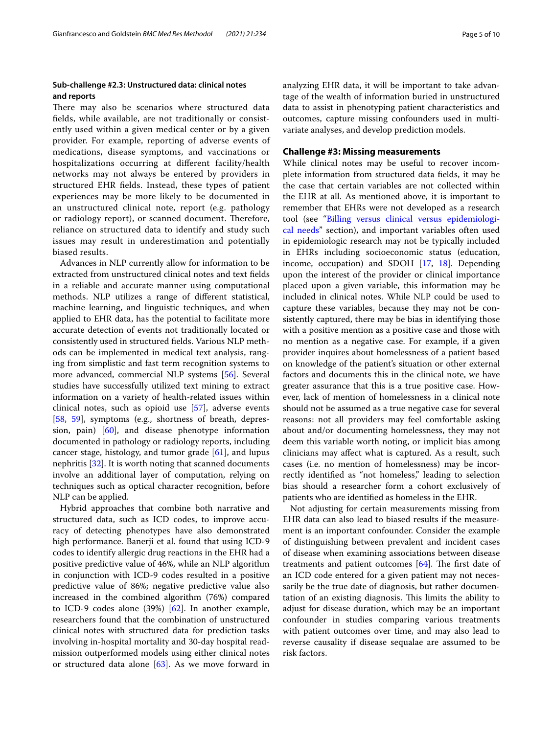### Sub-challenge #2.3: Unstructured data: clinical notes and reports

There may also be scenarios where structured data fields, while available, are not traditionally or consistently used within a given medical center or by a given provider. For example, reporting of adverse events of medications, disease symptoms, and vaccinations or hospitalizations occurring at different facility/health networks may not always be entered by providers in structured EHR fields. Instead, these types of patient experiences may be more likely to be documented in an unstructured clinical note, report (e.g. pathology or radiology report), or scanned document. Therefore, reliance on structured data to identify and study such issues may result in underestimation and potentially biased results.

Advances in NLP currently allow for information to be extracted from unstructured clinical notes and text fields in a reliable and accurate manner using computational methods. NLP utilizes a range of different statistical, machine learning, and linguistic techniques, and when applied to EHR data, has the potential to facilitate more accurate detection of events not traditionally located or consistently used in structured fields. Various NLP methods can be implemented in medical text analysis, ranging from simplistic and fast term recognition systems to more advanced, commercial NLP systems [56]. Several studies have successfully utilized text mining to extract information on a variety of health-related issues within clinical notes, such as opioid use [57], adverse events [58, 59], symptoms (e.g., shortness of breath, depression, pain) [60], and disease phenotype information documented in pathology or radiology reports, including cancer stage, histology, and tumor grade [61], and lupus nephritis [32]. It is worth noting that scanned documents involve an additional layer of computation, relying on techniques such as optical character recognition, before NLP can be applied.

Hybrid approaches that combine both narrative and structured data, such as ICD codes, to improve accuracy of detecting phenotypes have also demonstrated high performance. Banerji et al. found that using ICD-9 codes to identify allergic drug reactions in the EHR had a positive predictive value of 46%, while an NLP algorithm in conjunction with ICD-9 codes resulted in a positive predictive value of 86%; negative predictive value also increased in the combined algorithm (76%) compared to ICD-9 codes alone (39%) [62]. In another example, researchers found that the combination of unstructured clinical notes with structured data for prediction tasks involving in-hospital mortality and 30-day hospital readmission outperformed models using either clinical notes or structured data alone [63]. As we move forward in analyzing EHR data, it will be important to take advantage of the wealth of information buried in unstructured data to assist in phenotyping patient characteristics and outcomes, capture missing confounders used in multivariate analyses, and develop prediction models.

## Challenge #3: Missing measurements

While clinical notes may be useful to recover incomplete information from structured data fields, it may be the case that certain variables are not collected within the EHR at all. As mentioned above, it is important to remember that EHRs were not developed as a research tool (see "Billing versus clinical versus epidemiological needs" section), and important variables often used in epidemiologic research may not be typically included in EHRs including socioeconomic status (education, income, occupation) and SDOH [17, 18]. Depending upon the interest of the provider or clinical importance placed upon a given variable, this information may be included in clinical notes. While NLP could be used to capture these variables, because they may not be consistently captured, there may be bias in identifying those with a positive mention as a positive case and those with no mention as a negative case. For example, if a given provider inquires about homelessness of a patient based on knowledge of the patient's situation or other external factors and documents this in the clinical note, we have greater assurance that this is a true positive case. However, lack of mention of homelessness in a clinical note should not be assumed as a true negative case for several reasons: not all providers may feel comfortable asking about and/or documenting homelessness, they may not deem this variable worth noting, or implicit bias among clinicians may affect what is captured. As a result, such cases (i.e. no mention of homelessness) may be incorrectly identified as "not homeless," leading to selection bias should a researcher form a cohort exclusively of patients who are identified as homeless in the EHR.

Not adjusting for certain measurements missing from EHR data can also lead to biased results if the measurement is an important confounder. Consider the example of distinguishing between prevalent and incident cases of disease when examining associations between disease treatments and patient outcomes [64]. The first date of an ICD code entered for a given patient may not necessarily be the true date of diagnosis, but rather documentation of an existing diagnosis. This limits the ability to adjust for disease duration, which may be an important confounder in studies comparing various treatments with patient outcomes over time, and may also lead to reverse causality if disease sequalae are assumed to be risk factors.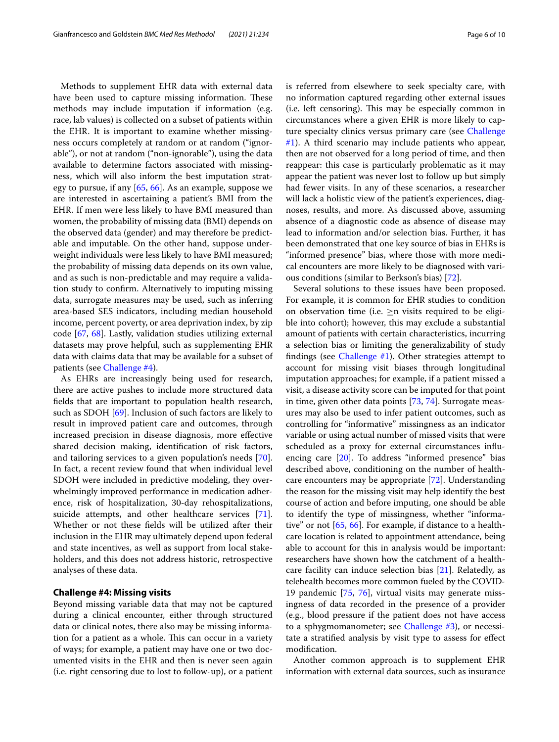Methods to supplement EHR data with external data have been used to capture missing information. These methods may include imputation if information (e.g. race, lab values) is collected on a subset of patients within the EHR. It is important to examine whether missingness occurs completely at random or at random ("ignorable"), or not at random ("non-ignorable"), using the data available to determine factors associated with missingness, which will also inform the best imputation strategy to pursue, if any [65, 66]. As an example, suppose we are interested in ascertaining a patient's BMI from the EHR. If men were less likely to have BMI measured than women, the probability of missing data (BMI) depends on the observed data (gender) and may therefore be predictable and imputable. On the other hand, suppose underweight individuals were less likely to have BMI measured; the probability of missing data depends on its own value, and as such is non-predictable and may require a validation study to confirm. Alternatively to imputing missing data, surrogate measures may be used, such as inferring area-based SES indicators, including median household income, percent poverty, or area deprivation index, by zip code [67, 68]. Lastly, validation studies utilizing external datasets may prove helpful, such as supplementing EHR data with claims data that may be available for a subset of patients (see Challenge #4).

As EHRs are increasingly being used for research, there are active pushes to include more structured data fields that are important to population health research, such as SDOH [69]. Inclusion of such factors are likely to result in improved patient care and outcomes, through increased precision in disease diagnosis, more effective shared decision making, identification of risk factors, and tailoring services to a given population's needs [70]. In fact, a recent review found that when individual level SDOH were included in predictive modeling, they overwhelmingly improved performance in medication adherence, risk of hospitalization, 30-day rehospitalizations, suicide attempts, and other healthcare services [71]. Whether or not these fields will be utilized after their inclusion in the EHR may ultimately depend upon federal and state incentives, as well as support from local stakeholders, and this does not address historic, retrospective analyses of these data.

## Challenge #4: Missing visits

Beyond missing variable data that may not be captured during a clinical encounter, either through structured data or clinical notes, there also may be missing information for a patient as a whole. This can occur in a variety of ways; for example, a patient may have one or two documented visits in the EHR and then is never seen again (i.e. right censoring due to lost to follow-up), or a patient is referred from elsewhere to seek specialty care, with no information captured regarding other external issues (i.e. left censoring). This may be especially common in circumstances where a given EHR is more likely to capture specialty clinics versus primary care (see Challenge #1). A third scenario may include patients who appear, then are not observed for a long period of time, and then reappear: this case is particularly problematic as it may appear the patient was never lost to follow up but simply had fewer visits. In any of these scenarios, a researcher will lack a holistic view of the patient's experiences, diagnoses, results, and more. As discussed above, assuming absence of a diagnostic code as absence of disease may lead to information and/or selection bias. Further, it has been demonstrated that one key source of bias in EHRs is "informed presence" bias, where those with more medical encounters are more likely to be diagnosed with various conditions (similar to Berkson's bias) [72].

Several solutions to these issues have been proposed. For example, it is common for EHR studies to condition on observation time (i.e. ≥n visits required to be eligible into cohort); however, this may exclude a substantial amount of patients with certain characteristics, incurring a selection bias or limiting the generalizability of study findings (see Challenge #1). Other strategies attempt to account for missing visit biases through longitudinal imputation approaches; for example, if a patient missed a visit, a disease activity score can be imputed for that point in time, given other data points [73, 74]. Surrogate measures may also be used to infer patient outcomes, such as controlling for "informative" missingness as an indicator variable or using actual number of missed visits that were scheduled as a proxy for external circumstances influencing care [20]. To address "informed presence" bias described above, conditioning on the number of healthcare encounters may be appropriate [72]. Understanding the reason for the missing visit may help identify the best course of action and before imputing, one should be able to identify the type of missingness, whether "informative" or not [65, 66]. For example, if distance to a healthcare location is related to appointment attendance, being able to account for this in analysis would be important: researchers have shown how the catchment of a healthcare facility can induce selection bias [21]. Relatedly, as telehealth becomes more common fueled by the COVID-19 pandemic [75, 76], virtual visits may generate missingness of data recorded in the presence of a provider (e.g., blood pressure if the patient does not have access to a sphygmomanometer; see Challenge #3), or necessitate a stratified analysis by visit type to assess for effect modification.

Another common approach is to supplement EHR information with external data sources, such as insurance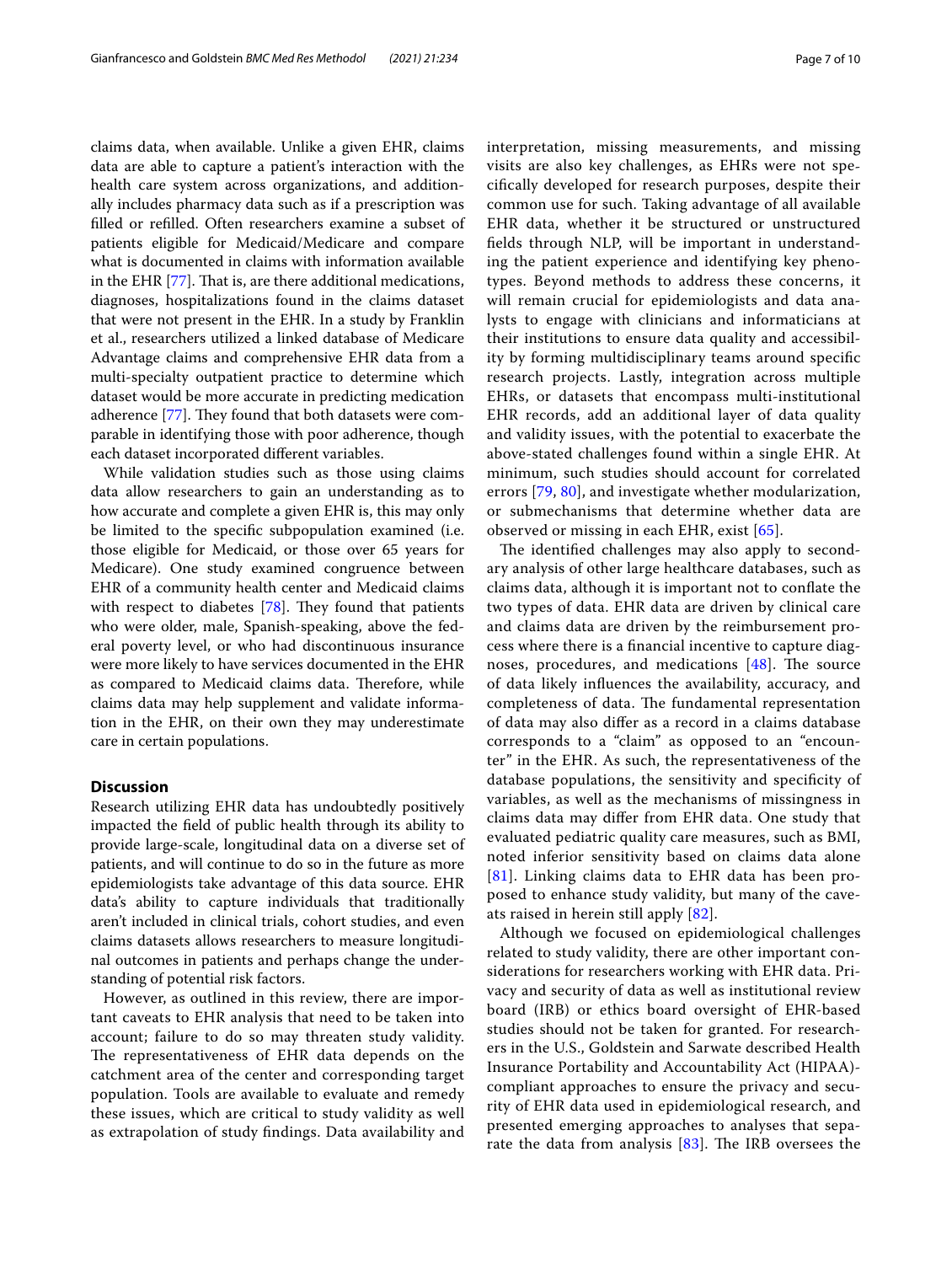claims data, when available. Unlike a given EHR, claims data are able to capture a patient's interaction with the health care system across organizations, and additionally includes pharmacy data such as if a prescription was filled or refilled. Often researchers examine a subset of patients eligible for Medicaid/Medicare and compare what is documented in claims with information available in the EHR [77]. That is, are there additional medications, diagnoses, hospitalizations found in the claims dataset that were not present in the EHR. In a study by Franklin et al., researchers utilized a linked database of Medicare Advantage claims and comprehensive EHR data from a multi-specialty outpatient practice to determine which dataset would be more accurate in predicting medication adherence [77]. They found that both datasets were comparable in identifying those with poor adherence, though each dataset incorporated different variables.

While validation studies such as those using claims data allow researchers to gain an understanding as to how accurate and complete a given EHR is, this may only be limited to the specific subpopulation examined (i.e. those eligible for Medicaid, or those over 65 years for Medicare). One study examined congruence between EHR of a community health center and Medicaid claims with respect to diabetes [78]. They found that patients who were older, male, Spanish-speaking, above the federal poverty level, or who had discontinuous insurance were more likely to have services documented in the EHR as compared to Medicaid claims data. Therefore, while claims data may help supplement and validate information in the EHR, on their own they may underestimate care in certain populations.

## Discussion

Research utilizing EHR data has undoubtedly positively impacted the field of public health through its ability to provide large-scale, longitudinal data on a diverse set of patients, and will continue to do so in the future as more epidemiologists take advantage of this data source. EHR data's ability to capture individuals that traditionally aren't included in clinical trials, cohort studies, and even claims datasets allows researchers to measure longitudinal outcomes in patients and perhaps change the understanding of potential risk factors.

However, as outlined in this review, there are important caveats to EHR analysis that need to be taken into account; failure to do so may threaten study validity. The representativeness of EHR data depends on the catchment area of the center and corresponding target population. Tools are available to evaluate and remedy these issues, which are critical to study validity as well as extrapolation of study findings. Data availability and interpretation, missing measurements, and missing visits are also key challenges, as EHRs were not specifically developed for research purposes, despite their common use for such. Taking advantage of all available EHR data, whether it be structured or unstructured fields through NLP, will be important in understanding the patient experience and identifying key phenotypes. Beyond methods to address these concerns, it will remain crucial for epidemiologists and data analysts to engage with clinicians and informaticians at their institutions to ensure data quality and accessibility by forming multidisciplinary teams around specific research projects. Lastly, integration across multiple EHRs, or datasets that encompass multi-institutional EHR records, add an additional layer of data quality and validity issues, with the potential to exacerbate the above-stated challenges found within a single EHR. At minimum, such studies should account for correlated errors [79, 80], and investigate whether modularization, or submechanisms that determine whether data are observed or missing in each EHR, exist [65].

The identified challenges may also apply to secondary analysis of other large healthcare databases, such as claims data, although it is important not to conflate the two types of data. EHR data are driven by clinical care and claims data are driven by the reimbursement process where there is a financial incentive to capture diagnoses, procedures, and medications [48]. The source of data likely influences the availability, accuracy, and completeness of data. The fundamental representation of data may also differ as a record in a claims database corresponds to a "claim" as opposed to an "encounter" in the EHR. As such, the representativeness of the database populations, the sensitivity and specificity of variables, as well as the mechanisms of missingness in claims data may differ from EHR data. One study that evaluated pediatric quality care measures, such as BMI, noted inferior sensitivity based on claims data alone [81]. Linking claims data to EHR data has been proposed to enhance study validity, but many of the caveats raised in herein still apply [82].

Although we focused on epidemiological challenges related to study validity, there are other important considerations for researchers working with EHR data. Privacy and security of data as well as institutional review board (IRB) or ethics board oversight of EHR-based studies should not be taken for granted. For researchers in the U.S., Goldstein and Sarwate described Health Insurance Portability and Accountability Act (HIPAA)-compliant approaches to ensure the privacy and security of EHR data used in epidemiological research, and presented emerging approaches to analyses that separate the data from analysis [83]. The IRB oversees the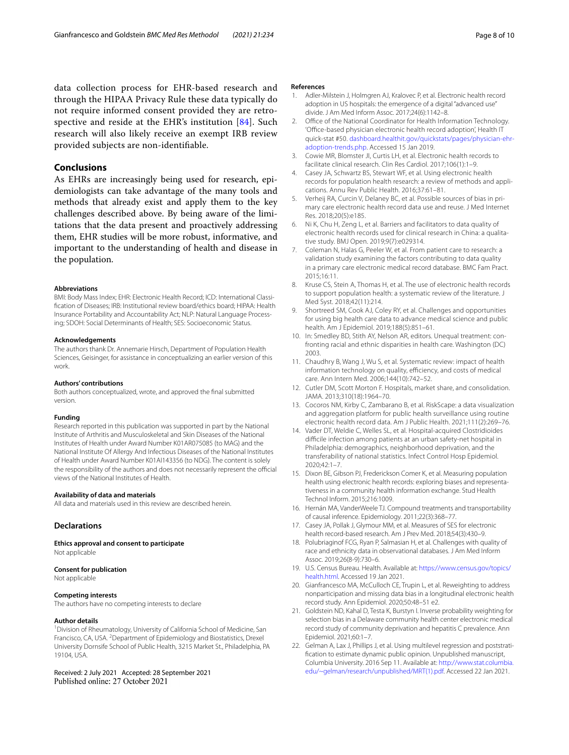data collection process for EHR-based research and through the HIPAA Privacy Rule these data typically do not require informed consent provided they are retrospective and reside at the EHR's institution [84]. Such research will also likely receive an exempt IRB review provided subjects are non-identifiable.

## Conclusions

As EHRs are increasingly being used for research, epidemiologists can take advantage of the many tools and methods that already exist and apply them to the key challenges described above. By being aware of the limitations that the data present and proactively addressing them, EHR studies will be more robust, informative, and important to the understanding of health and disease in the population.

#### Abbreviations

BMI: Body Mass Index; EHR: Electronic Health Record; ICD: International Classification of Diseases; IRB: Institutional review board/ethics board; HIPAA: Health Insurance Portability and Accountability Act; NLP: Natural Language Processing; SDOH: Social Determinants of Health; SES: Socioeconomic Status.

#### Acknowledgements

The authors thank Dr. Annemarie Hirsch, Department of Population Health Sciences, Geisinger, for assistance in conceptualizing an earlier version of this work.

#### Authors' contributions

Both authors conceptualized, wrote, and approved the final submitted version.

#### Funding

Research reported in this publication was supported in part by the National Institute of Arthritis and Musculoskeletal and Skin Diseases of the National Institutes of Health under Award Number K01AR075085 (to MAG) and the National Institute Of Allergy And Infectious Diseases of the National Institutes of Health under Award Number K01AI143356 (to NDG). The content is solely the responsibility of the authors and does not necessarily represent the official views of the National Institutes of Health.

#### Availability of data and materials

All data and materials used in this review are described herein.

### Declarations

#### Ethics approval and consent to participate

Not applicable

#### Consent for publication

Not applicable

#### Competing interests

The authors have no competing interests to declare

#### Author details

[1]Division of Rheumatology, University of California School of Medicine, San Francisco, CA, USA. [2]Department of Epidemiology and Biostatistics, Drexel University Dornsife School of Public Health, 3215 Market St., Philadelphia, PA 19104, USA.

Received: 2 July 2021 Accepted: 28 September 2021
Published online: 27 October 2021

#### References

1. Adler-Milstein J, Holmgren AJ, Kralovec P, et al. Electronic health record adoption in US hospitals: the emergence of a digital "advanced use" divide. J Am Med Inform Assoc. 2017;24(6):1142–8.
2. Office of the National Coordinator for Health Information Technology. 'Office-based physician electronic health record adoption', Health IT quick-stat #50. dashboard.healthit.gov/quickstats/pages/physician-ehr-adoption-trends.php. Accessed 15 Jan 2019.
3. Cowie MR, Blomster JI, Curtis LH, et al. Electronic health records to facilitate clinical research. Clin Res Cardiol. 2017;106(1):1–9.
4. Casey JA, Schwartz BS, Stewart WF, et al. Using electronic health records for population health research: a review of methods and applications. Annu Rev Public Health. 2016;37:61–81.
5. Verheij RA, Curcin V, Delaney BC, et al. Possible sources of bias in primary care electronic health record data use and reuse. J Med Internet Res. 2018;20(5):e185.
6. Ni K, Chu H, Zeng L, et al. Barriers and facilitators to data quality of electronic health records used for clinical research in China: a qualitative study. BMJ Open. 2019;9(7):e029314.
7. Coleman N, Halas G, Peeler W, et al. From patient care to research: a validation study examining the factors contributing to data quality in a primary care electronic medical record database. BMC Fam Pract. 2015;16:11.
8. Kruse CS, Stein A, Thomas H, et al. The use of electronic health records to support population health: a systematic review of the literature. J Med Syst. 2018;42(11):214.
9. Shortreed SM, Cook AJ, Coley RY, et al. Challenges and opportunities for using big health care data to advance medical science and public health. Am J Epidemiol. 2019;188(5):851–61.
10. In: Smedley BD, Stith AY, Nelson AR, editors. Unequal treatment: confronting racial and ethnic disparities in health care. Washington (DC) 2003.
11. Chaudhry B, Wang J, Wu S, et al. Systematic review: impact of health information technology on quality, efficiency, and costs of medical care. Ann Intern Med. 2006;144(10):742–52.
12. Cutler DM, Scott Morton F. Hospitals, market share, and consolidation. JAMA. 2013;310(18):1964–70.
13. Cocoros NM, Kirby C, Zambarano B, et al. RiskScape: a data visualization and aggregation platform for public health surveillance using routine electronic health record data. Am J Public Health. 2021;111(2):269–76.
14. Vader DT, Weldie C, Welles SL, et al. Hospital-acquired Clostridioides difficile infection among patients at an urban safety-net hospital in Philadelphia: demographics, neighborhood deprivation, and the transferability of national statistics. Infect Control Hosp Epidemiol. 2020;42:1–7.
15. Dixon BE, Gibson PJ, Frederickson Comer K, et al. Measuring population health using electronic health records: exploring biases and representativeness in a community health information exchange. Stud Health Technol Inform. 2015;216:1009.
16. Hernán MA, VanderWeele TJ. Compound treatments and transportability of causal inference. Epidemiology. 2011;22(3):368–77.
17. Casey JA, Pollak J, Glymour MM, et al. Measures of SES for electronic health record-based research. Am J Prev Med. 2018;54(3):430–9.
18. Polubriaginof FCG, Ryan P, Salmasian H, et al. Challenges with quality of race and ethnicity data in observational databases. J Am Med Inform Assoc. 2019;26(8-9):730–6.
19. U.S. Census Bureau. Health. Available at: https://www.census.gov/topics/health.html. Accessed 19 Jan 2021.
20. Gianfrancesco MA, McCulloch CE, Trupin L, et al. Reweighting to address nonparticipation and missing data bias in a longitudinal electronic health record study. Ann Epidemiol. 2020;50:48–51 e2.
21. Goldstein ND, Kahal D, Testa K, Burstyn I. Inverse probability weighting for selection bias in a Delaware community health center electronic medical record study of community deprivation and hepatitis C prevalence. Ann Epidemiol. 2021;60:1–7.
22. Gelman A, Lax J, Phillips J, et al. Using multilevel regression and poststratification to estimate dynamic public opinion. Unpublished manuscript, Columbia University. 2016 Sep 11. Available at: http://www.stat.columbia.edu/~gelman/research/unpublished/MRT(1).pdf. Accessed 22 Jan 2021.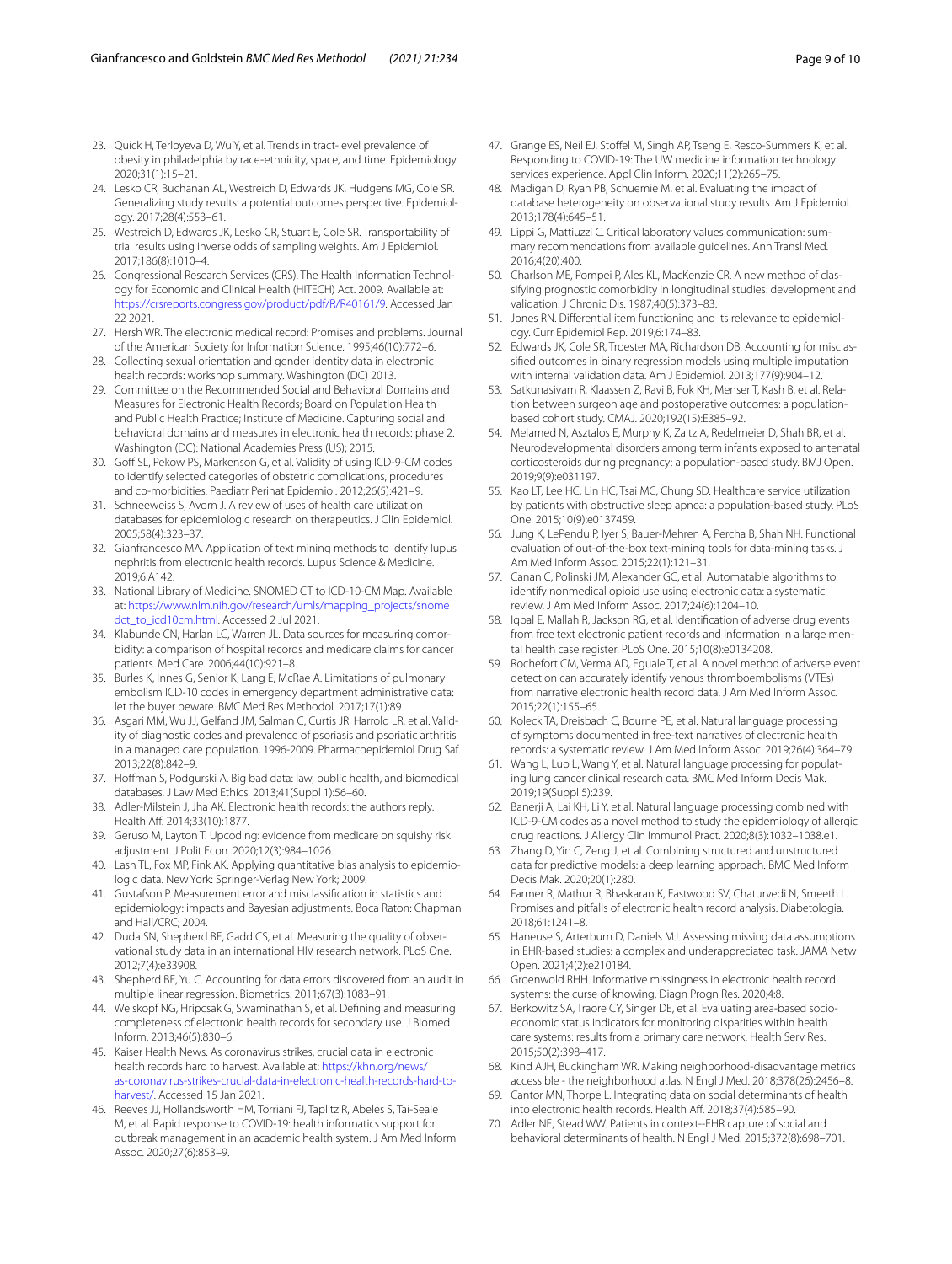23. Quick H, Terloyeva D, Wu Y, et al. Trends in tract-level prevalence of obesity in philadelphia by race-ethnicity, space, and time. Epidemiology. 2020;31(1):15–21.
24. Lesko CR, Buchanan AL, Westreich D, Edwards JK, Hudgens MG, Cole SR. Generalizing study results: a potential outcomes perspective. Epidemiology. 2017;28(4):553–61.
25. Westreich D, Edwards JK, Lesko CR, Stuart E, Cole SR. Transportability of trial results using inverse odds of sampling weights. Am J Epidemiol. 2017;186(8):1010–4.
26. Congressional Research Services (CRS). The Health Information Technology for Economic and Clinical Health (HITECH) Act. 2009. Available at: https://crsreports.congress.gov/product/pdf/R/R40161/9. Accessed Jan 22 2021.
27. Hersh WR. The electronic medical record: Promises and problems. Journal of the American Society for Information Science. 1995;46(10):772–6.
28. Collecting sexual orientation and gender identity data in electronic health records: workshop summary. Washington (DC) 2013.
29. Committee on the Recommended Social and Behavioral Domains and Measures for Electronic Health Records; Board on Population Health and Public Health Practice; Institute of Medicine. Capturing social and behavioral domains and measures in electronic health records: phase 2. Washington (DC): National Academies Press (US); 2015.
30. Goff SL, Pekow PS, Markenson G, et al. Validity of using ICD-9-CM codes to identify selected categories of obstetric complications, procedures and co-morbidities. Paediatr Perinat Epidemiol. 2012;26(5):421–9.
31. Schneeweiss S, Avorn J. A review of uses of health care utilization databases for epidemiologic research on therapeutics. J Clin Epidemiol. 2005;58(4):323–37.
32. Gianfrancesco MA. Application of text mining methods to identify lupus nephritis from electronic health records. Lupus Science & Medicine. 2019;6:A142.
33. National Library of Medicine. SNOMED CT to ICD-10-CM Map. Available at: https://www.nlm.nih.gov/research/umls/mapping_projects/snomedct_to_icd10cm.html. Accessed 2 Jul 2021.
34. Klabunde CN, Harlan LC, Warren JL. Data sources for measuring comorbidity: a comparison of hospital records and medicare claims for cancer patients. Med Care. 2006;44(10):921–8.
35. Burles K, Innes G, Senior K, Lang E, McRae A. Limitations of pulmonary embolism ICD-10 codes in emergency department administrative data: let the buyer beware. BMC Med Res Methodol. 2017;17(1):89.
36. Asgari MM, Wu JJ, Gelfand JM, Salman C, Curtis JR, Harrold LR, et al. Validity of diagnostic codes and prevalence of psoriasis and psoriatic arthritis in a managed care population, 1996-2009. Pharmacoepidemiol Drug Saf. 2013;22(8):842–9.
37. Hoffman S, Podgurski A. Big bad data: law, public health, and biomedical databases. J Law Med Ethics. 2013;41(Suppl 1):56–60.
38. Adler-Milstein J, Jha AK. Electronic health records: the authors reply. Health Aff. 2014;33(10):1877.
39. Geruso M, Layton T. Upcoding: evidence from medicare on squishy risk adjustment. J Polit Econ. 2020;12(3):984–1026.
40. Lash TL, Fox MP, Fink AK. Applying quantitative bias analysis to epidemiologic data. New York: Springer-Verlag New York; 2009.
41. Gustafson P. Measurement error and misclassification in statistics and epidemiology: impacts and Bayesian adjustments. Boca Raton: Chapman and Hall/CRC; 2004.
42. Duda SN, Shepherd BE, Gadd CS, et al. Measuring the quality of observational study data in an international HIV research network. PLoS One. 2012;7(4):e33908.
43. Shepherd BE, Yu C. Accounting for data errors discovered from an audit in multiple linear regression. Biometrics. 2011;67(3):1083–91.
44. Weiskopf NG, Hripcsak G, Swaminathan S, et al. Defining and measuring completeness of electronic health records for secondary use. J Biomed Inform. 2013;46(5):830–6.
45. Kaiser Health News. As coronavirus strikes, crucial data in electronic health records hard to harvest. Available at: https://khn.org/news/as-coronavirus-strikes-crucial-data-in-electronic-health-records-hard-to-harvest/. Accessed 15 Jan 2021.
46. Reeves JJ, Hollandsworth HM, Torriani FJ, Taplitz R, Abeles S, Tai-Seale M, et al. Rapid response to COVID-19: health informatics support for outbreak management in an academic health system. J Am Med Inform Assoc. 2020;27(6):853–9.
47. Grange ES, Neil EJ, Stoffel M, Singh AP, Tseng E, Resco-Summers K, et al. Responding to COVID-19: The UW medicine information technology services experience. Appl Clin Inform. 2020;11(2):265–75.
48. Madigan D, Ryan PB, Schuemie M, et al. Evaluating the impact of database heterogeneity on observational study results. Am J Epidemiol. 2013;178(4):645–51.
49. Lippi G, Mattiuzzi C. Critical laboratory values communication: summary recommendations from available guidelines. Ann Transl Med. 2016;4(20):400.
50. Charlson ME, Pompei P, Ales KL, MacKenzie CR. A new method of classifying prognostic comorbidity in longitudinal studies: development and validation. J Chronic Dis. 1987;40(5):373–83.
51. Jones RN. Differential item functioning and its relevance to epidemiology. Curr Epidemiol Rep. 2019;6:174–83.
52. Edwards JK, Cole SR, Troester MA, Richardson DB. Accounting for misclassified outcomes in binary regression models using multiple imputation with internal validation data. Am J Epidemiol. 2013;177(9):904–12.
53. Satkunasivam R, Klaassen Z, Ravi B, Fok KH, Menser T, Kash B, et al. Relation between surgeon age and postoperative outcomes: a population-based cohort study. CMAJ. 2020;192(15):E385–92.
54. Melamed N, Asztalos E, Murphy K, Zaltz A, Redelmeier D, Shah BR, et al. Neurodevelopmental disorders among term infants exposed to antenatal corticosteroids during pregnancy: a population-based study. BMJ Open. 2019;9(9):e031197.
55. Kao LT, Lee HC, Lin HC, Tsai MC, Chung SD. Healthcare service utilization by patients with obstructive sleep apnea: a population-based study. PLoS One. 2015;10(9):e0137459.
56. Jung K, LePendu P, Iyer S, Bauer-Mehren A, Percha B, Shah NH. Functional evaluation of out-of-the-box text-mining tools for data-mining tasks. J Am Med Inform Assoc. 2015;22(1):121–31.
57. Canan C, Polinski JM, Alexander GC, et al. Automatable algorithms to identify nonmedical opioid use using electronic data: a systematic review. J Am Med Inform Assoc. 2017;24(6):1204–10.
58. Iqbal E, Mallah R, Jackson RG, et al. Identification of adverse drug events from free text electronic patient records and information in a large mental health case register. PLoS One. 2015;10(8):e0134208.
59. Rochefort CM, Verma AD, Eguale T, et al. A novel method of adverse event detection can accurately identify venous thromboembolisms (VTEs) from narrative electronic health record data. J Am Med Inform Assoc. 2015;22(1):155–65.
60. Koleck TA, Dreisbach C, Bourne PE, et al. Natural language processing of symptoms documented in free-text narratives of electronic health records: a systematic review. J Am Med Inform Assoc. 2019;26(4):364–79.
61. Wang L, Luo L, Wang Y, et al. Natural language processing for populating lung cancer clinical research data. BMC Med Inform Decis Mak. 2019;19(Suppl 5):239.
62. Banerji A, Lai KH, Li Y, et al. Natural language processing combined with ICD-9-CM codes as a novel method to study the epidemiology of allergic drug reactions. J Allergy Clin Immunol Pract. 2020;8(3):1032–1038.e1.
63. Zhang D, Yin C, Zeng J, et al. Combining structured and unstructured data for predictive models: a deep learning approach. BMC Med Inform Decis Mak. 2020;20(1):280.
64. Farmer R, Mathur R, Bhaskaran K, Eastwood SV, Chaturvedi N, Smeeth L. Promises and pitfalls of electronic health record analysis. Diabetologia. 2018;61:1241–8.
65. Haneuse S, Arterburn D, Daniels MJ. Assessing missing data assumptions in EHR-based studies: a complex and underappreciated task. JAMA Netw Open. 2021;4(2):e210184.
66. Groenwold RHH. Informative missingness in electronic health record systems: the curse of knowing. Diagn Progn Res. 2020;4:8.
67. Berkowitz SA, Traore CY, Singer DE, et al. Evaluating area-based socioeconomic status indicators for monitoring disparities within health care systems: results from a primary care network. Health Serv Res. 2015;50(2):398–417.
68. Kind AJH, Buckingham WR. Making neighborhood-disadvantage metrics accessible - the neighborhood atlas. N Engl J Med. 2018;378(26):2456–8.
69. Cantor MN, Thorpe L. Integrating data on social determinants of health into electronic health records. Health Aff. 2018;37(4):585–90.
70. Adler NE, Stead WW. Patients in context--EHR capture of social and behavioral determinants of health. N Engl J Med. 2015;372(8):698–701.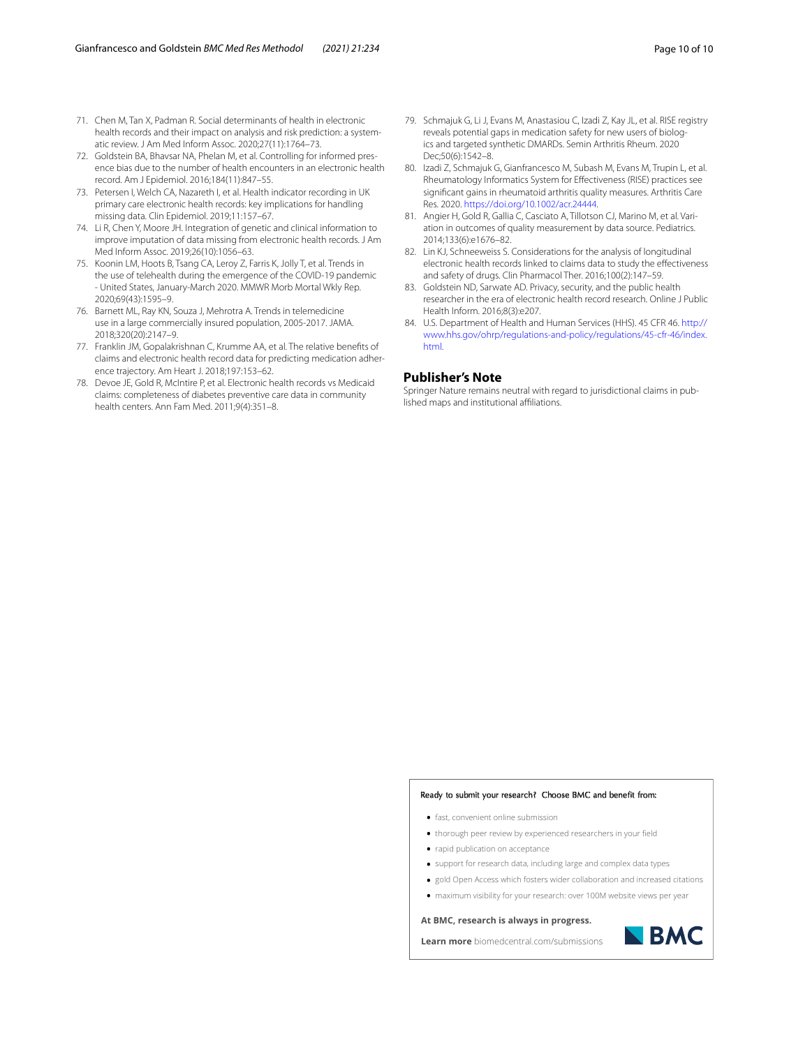71. Chen M, Tan X, Padman R. Social determinants of health in electronic health records and their impact on analysis and risk prediction: a systematic review. J Am Med Inform Assoc. 2020;27(11):1764–73.
72. Goldstein BA, Bhavsar NA, Phelan M, et al. Controlling for informed presence bias due to the number of health encounters in an electronic health record. Am J Epidemiol. 2016;184(11):847–55.
73. Petersen I, Welch CA, Nazareth I, et al. Health indicator recording in UK primary care electronic health records: key implications for handling missing data. Clin Epidemiol. 2019;11:157–67.
74. Li R, Chen Y, Moore JH. Integration of genetic and clinical information to improve imputation of data missing from electronic health records. J Am Med Inform Assoc. 2019;26(10):1056–63.
75. Koonin LM, Hoots B, Tsang CA, Leroy Z, Farris K, Jolly T, et al. Trends in the use of telehealth during the emergence of the COVID-19 pandemic - United States, January-March 2020. MMWR Morb Mortal Wkly Rep. 2020;69(43):1595–9.
76. Barnett ML, Ray KN, Souza J, Mehrotra A. Trends in telemedicine use in a large commercially insured population, 2005-2017. JAMA. 2018;320(20):2147–9.
77. Franklin JM, Gopalakrishnan C, Krumme AA, et al. The relative benefits of claims and electronic health record data for predicting medication adherence trajectory. Am Heart J. 2018;197:153–62.
78. Devoe JE, Gold R, McIntire P, et al. Electronic health records vs Medicaid claims: completeness of diabetes preventive care data in community health centers. Ann Fam Med. 2011;9(4):351–8.
79. Schmajuk G, Li J, Evans M, Anastasiou C, Izadi Z, Kay JL, et al. RISE registry reveals potential gaps in medication safety for new users of biologics and targeted synthetic DMARDs. Semin Arthritis Rheum. 2020 Dec;50(6):1542–8.
80. Izadi Z, Schmajuk G, Gianfrancesco M, Subash M, Evans M, Trupin L, et al. Rheumatology Informatics System for Effectiveness (RISE) practices see significant gains in rheumatoid arthritis quality measures. Arthritis Care Res. 2020. https://doi.org/10.1002/acr.24444.
81. Angier H, Gold R, Gallia C, Casciato A, Tillotson CJ, Marino M, et al. Variation in outcomes of quality measurement by data source. Pediatrics. 2014;133(6):e1676–82.
82. Lin KJ, Schneeweiss S. Considerations for the analysis of longitudinal electronic health records linked to claims data to study the effectiveness and safety of drugs. Clin Pharmacol Ther. 2016;100(2):147–59.
83. Goldstein ND, Sarwate AD. Privacy, security, and the public health researcher in the era of electronic health record research. Online J Public Health Inform. 2016;8(3):e207.
84. U.S. Department of Health and Human Services (HHS). 45 CFR 46. http://www.hhs.gov/ohrp/regulations-and-policy/regulations/45-cfr-46/index.html.

## Publisher's Note

Springer Nature remains neutral with regard to jurisdictional claims in published maps and institutional affiliations.